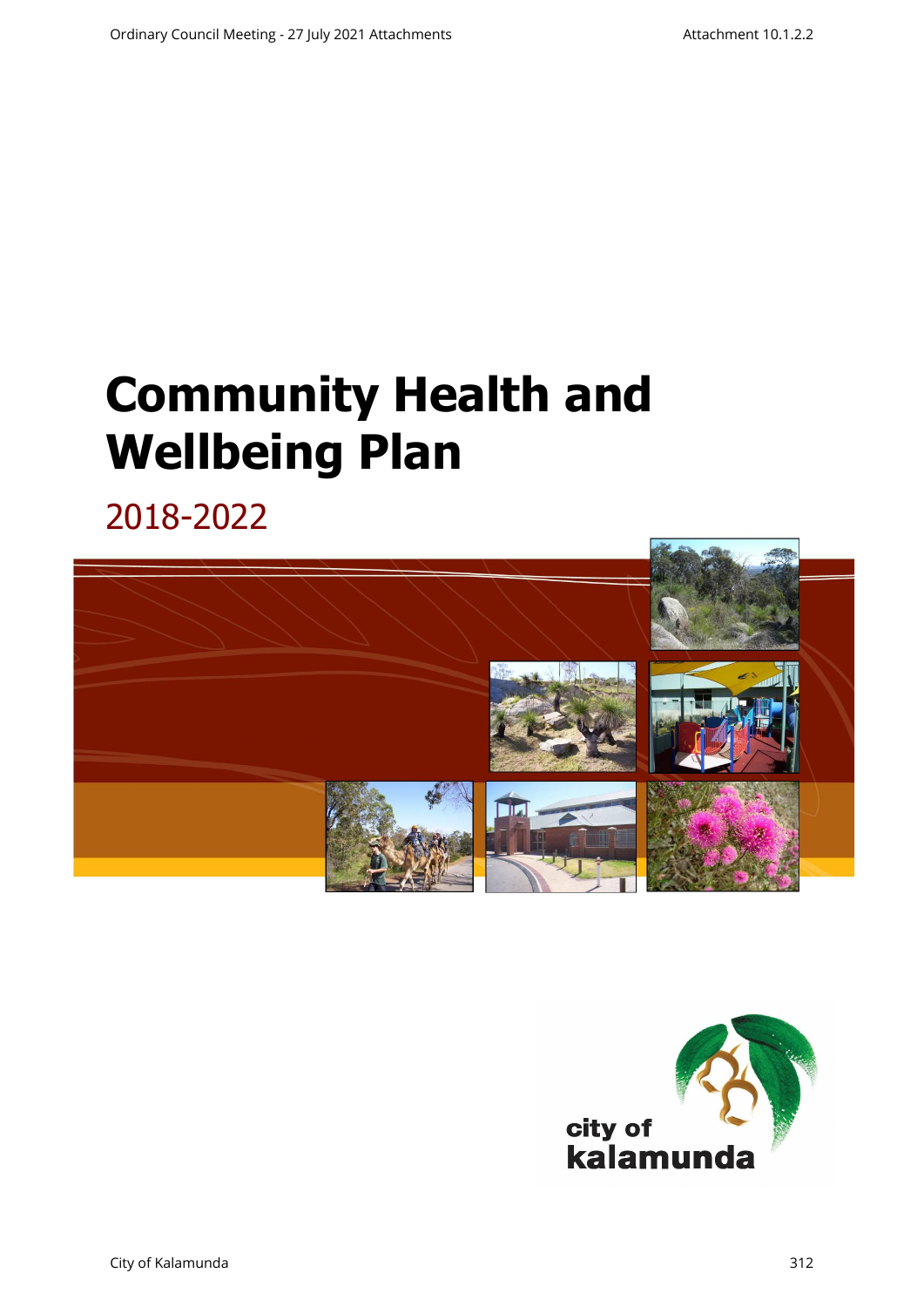# Community Health and Wellbeing Plan

## 2018-2022

city of kalamunda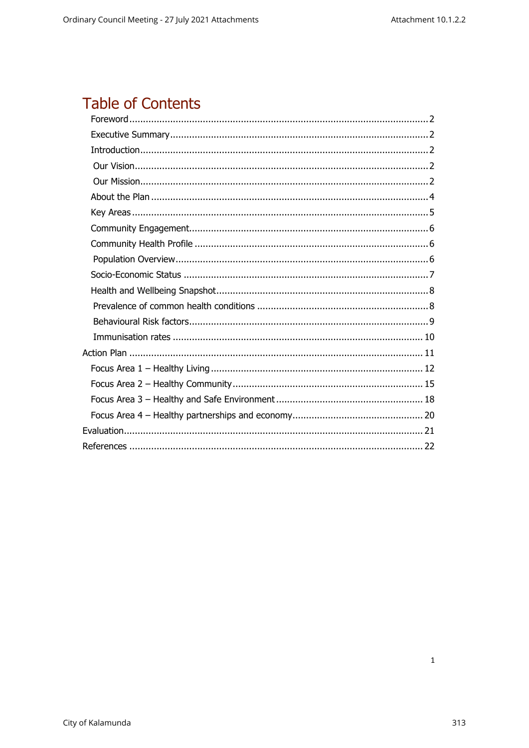# Table of Contents

- Foreword ........ 2
- Executive Summary ........ 2
- Introduction ........ 2
  - Our Vision ........ 2
  - Our Mission ........ 2
- About the Plan ........ 4
- Key Areas ........ 5
- Community Engagement ........ 6
- Community Health Profile ........ 6
  - Population Overview ........ 6
- Socio-Economic Status ........ 7
- Health and Wellbeing Snapshot ........ 8
  - Prevalence of common health conditions ........ 8
  - Behavioural Risk factors ........ 9
  - Immunisation rates ........ 10

Action Plan ........ 11

- Focus Area 1 – Healthy Living ........ 12
- Focus Area 2 – Healthy Community ........ 15
- Focus Area 3 – Healthy and Safe Environment ........ 18
- Focus Area 4 – Healthy partnerships and economy ........ 20

Evaluation ........ 21

References ........ 22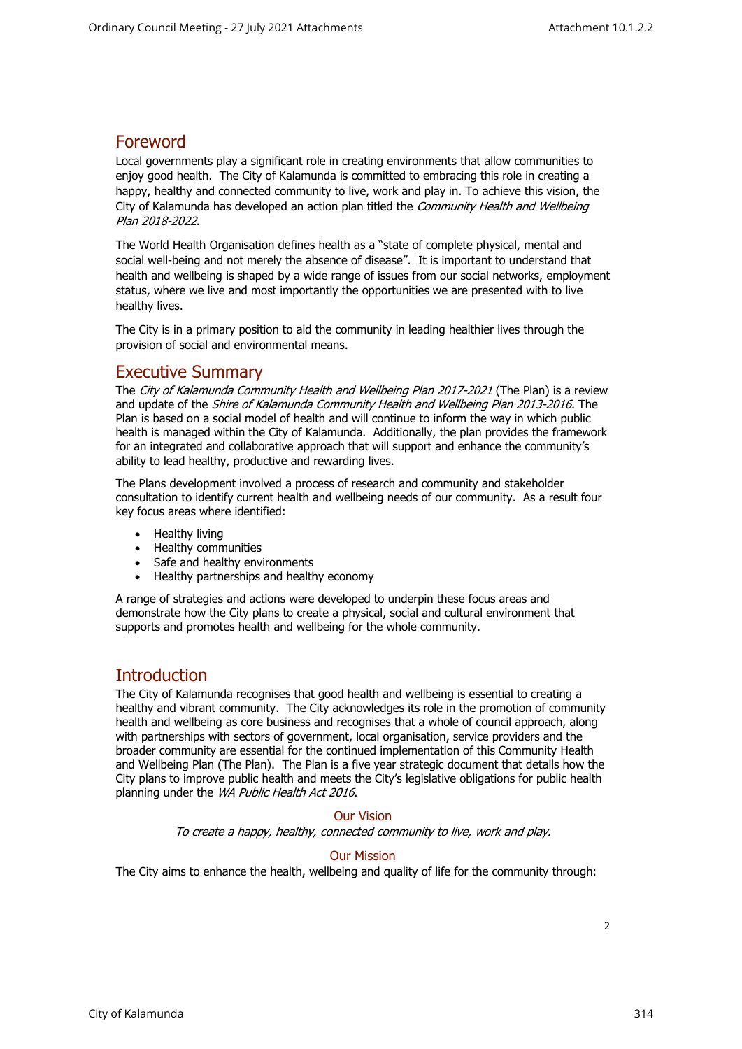## Foreword

Local governments play a significant role in creating environments that allow communities to enjoy good health. The City of Kalamunda is committed to embracing this role in creating a happy, healthy and connected community to live, work and play in. To achieve this vision, the City of Kalamunda has developed an action plan titled the *Community Health and Wellbeing Plan 2018-2022*.

The World Health Organisation defines health as a "state of complete physical, mental and social well-being and not merely the absence of disease". It is important to understand that health and wellbeing is shaped by a wide range of issues from our social networks, employment status, where we live and most importantly the opportunities we are presented with to live healthy lives.

The City is in a primary position to aid the community in leading healthier lives through the provision of social and environmental means.

## Executive Summary

The *City of Kalamunda Community Health and Wellbeing Plan 2017-2021* (The Plan) is a review and update of the *Shire of Kalamunda Community Health and Wellbeing Plan 2013-2016.* The Plan is based on a social model of health and will continue to inform the way in which public health is managed within the City of Kalamunda. Additionally, the plan provides the framework for an integrated and collaborative approach that will support and enhance the community's ability to lead healthy, productive and rewarding lives.

The Plans development involved a process of research and community and stakeholder consultation to identify current health and wellbeing needs of our community. As a result four key focus areas where identified:

- Healthy living
- Healthy communities
- Safe and healthy environments
- Healthy partnerships and healthy economy

A range of strategies and actions were developed to underpin these focus areas and demonstrate how the City plans to create a physical, social and cultural environment that supports and promotes health and wellbeing for the whole community.

## Introduction

The City of Kalamunda recognises that good health and wellbeing is essential to creating a healthy and vibrant community. The City acknowledges its role in the promotion of community health and wellbeing as core business and recognises that a whole of council approach, along with partnerships with sectors of government, local organisation, service providers and the broader community are essential for the continued implementation of this Community Health and Wellbeing Plan (The Plan). The Plan is a five year strategic document that details how the City plans to improve public health and meets the City's legislative obligations for public health planning under the *WA Public Health Act 2016*.

### Our Vision

*To create a happy, healthy, connected community to live, work and play.*

### Our Mission

The City aims to enhance the health, wellbeing and quality of life for the community through: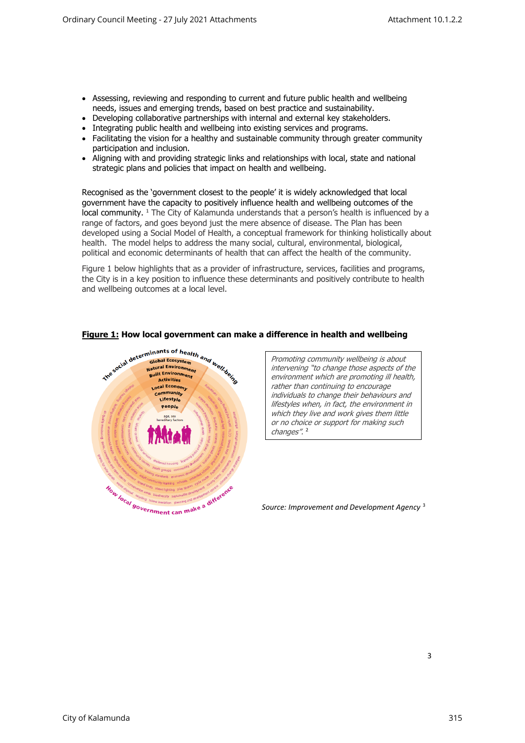- Assessing, reviewing and responding to current and future public health and wellbeing needs, issues and emerging trends, based on best practice and sustainability.
- Developing collaborative partnerships with internal and external key stakeholders.
- Integrating public health and wellbeing into existing services and programs.
- Facilitating the vision for a healthy and sustainable community through greater community participation and inclusion.
- Aligning with and providing strategic links and relationships with local, state and national strategic plans and policies that impact on health and wellbeing.

Recognised as the 'government closest to the people' it is widely acknowledged that local government have the capacity to positively influence health and wellbeing outcomes of the local community. [1] The City of Kalamunda understands that a person's health is influenced by a range of factors, and goes beyond just the mere absence of disease. The Plan has been developed using a Social Model of Health, a conceptual framework for thinking holistically about health. The model helps to address the many social, cultural, environmental, biological, political and economic determinants of health that can affect the health of the community.

Figure 1 below highlights that as a provider of infrastructure, services, facilities and programs, the City is in a key position to influence these determinants and positively contribute to health and wellbeing outcomes at a local level.

**<u>Figure 1:</u> How local government can make a difference in health and wellbeing**

*Promoting community wellbeing is about intervening "to change those aspects of the environment which are promoting ill health, rather than continuing to encourage individuals to change their behaviours and lifestyles when, in fact, the environment in which they live and work gives them little or no choice or support for making such changes".* [2]

*Source: Improvement and Development Agency* [3]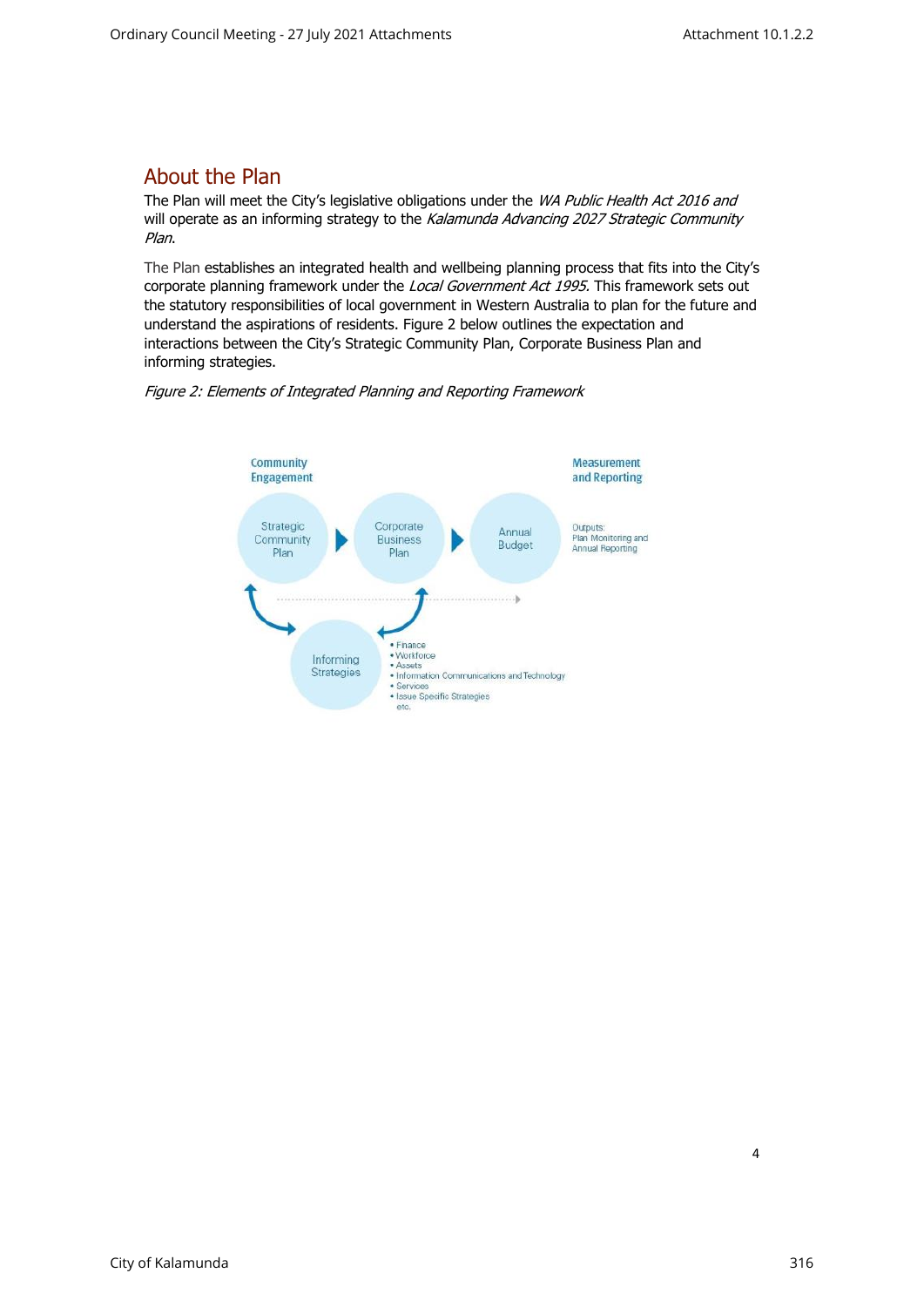## About the Plan

The Plan will meet the City's legislative obligations under the *WA Public Health Act 2016 and* will operate as an informing strategy to the *Kalamunda Advancing 2027 Strategic Community Plan*.

The Plan establishes an integrated health and wellbeing planning process that fits into the City's corporate planning framework under the *Local Government Act 1995.* This framework sets out the statutory responsibilities of local government in Western Australia to plan for the future and understand the aspirations of residents. Figure 2 below outlines the expectation and interactions between the City's Strategic Community Plan, Corporate Business Plan and informing strategies.

*Figure 2: Elements of Integrated Planning and Reporting Framework*

Community Engagement

Measurement and Reporting

Strategic Community Plan

Corporate Business Plan

Annual Budget

Outputs:
Plan Monitoring and Annual Reporting

Informing Strategies

- Finance
- Workforce
- Assets
- Information Communications and Technology
- Services
- Issue Specific Strategies
  etc.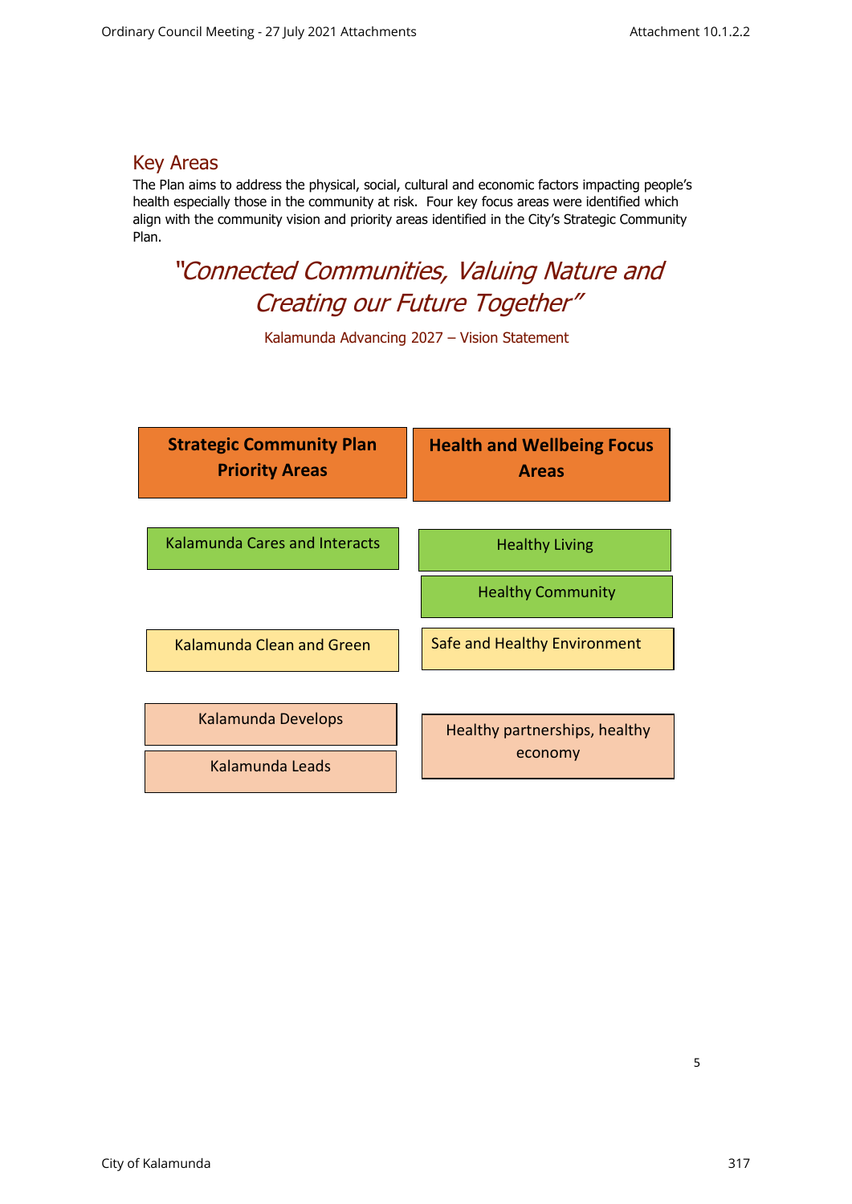## Key Areas

The Plan aims to address the physical, social, cultural and economic factors impacting people's health especially those in the community at risk. Four key focus areas were identified which align with the community vision and priority areas identified in the City's Strategic Community Plan.

*"Connected Communities, Valuing Nature and Creating our Future Together"*

Kalamunda Advancing 2027 – Vision Statement

| Strategic Community Plan Priority Areas | Health and Wellbeing Focus Areas |
| --- | --- |
| Kalamunda Cares and Interacts | Healthy Living<br>Healthy Community |
| Kalamunda Clean and Green | Safe and Healthy Environment |
| Kalamunda Develops<br>Kalamunda Leads | Healthy partnerships, healthy economy |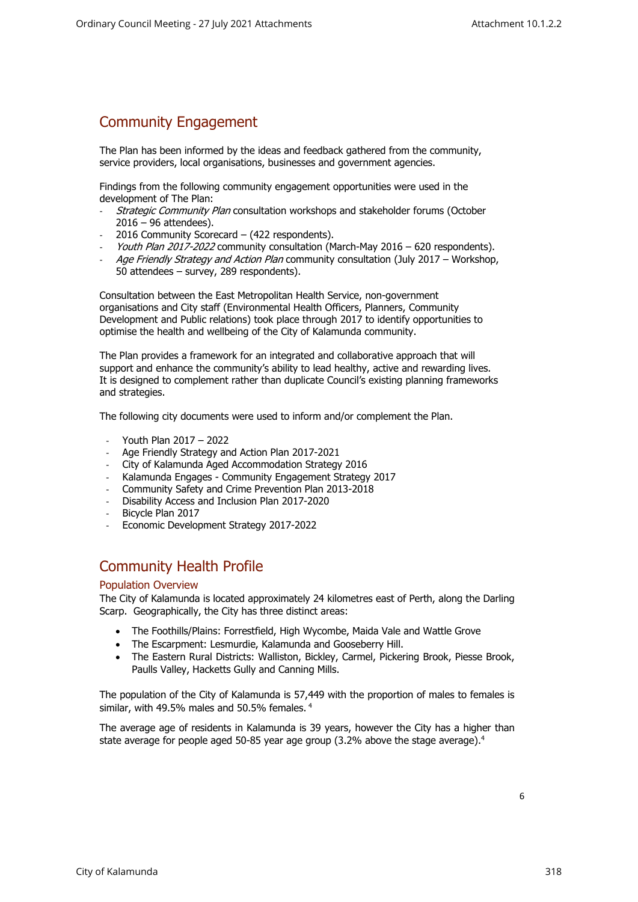## Community Engagement

The Plan has been informed by the ideas and feedback gathered from the community, service providers, local organisations, businesses and government agencies.

Findings from the following community engagement opportunities were used in the development of The Plan:

- *Strategic Community Plan* consultation workshops and stakeholder forums (October 2016 – 96 attendees).
- 2016 Community Scorecard – (422 respondents).
- *Youth Plan 2017-2022* community consultation (March-May 2016 – 620 respondents).
- *Age Friendly Strategy and Action Plan* community consultation (July 2017 – Workshop, 50 attendees – survey, 289 respondents).

Consultation between the East Metropolitan Health Service, non-government organisations and City staff (Environmental Health Officers, Planners, Community Development and Public relations) took place through 2017 to identify opportunities to optimise the health and wellbeing of the City of Kalamunda community.

The Plan provides a framework for an integrated and collaborative approach that will support and enhance the community's ability to lead healthy, active and rewarding lives. It is designed to complement rather than duplicate Council's existing planning frameworks and strategies.

The following city documents were used to inform and/or complement the Plan.

- Youth Plan 2017 – 2022
- Age Friendly Strategy and Action Plan 2017-2021
- City of Kalamunda Aged Accommodation Strategy 2016
- Kalamunda Engages - Community Engagement Strategy 2017
- Community Safety and Crime Prevention Plan 2013-2018
- Disability Access and Inclusion Plan 2017-2020
- Bicycle Plan 2017
- Economic Development Strategy 2017-2022

## Community Health Profile

### Population Overview

The City of Kalamunda is located approximately 24 kilometres east of Perth, along the Darling Scarp. Geographically, the City has three distinct areas:

- The Foothills/Plains: Forrestfield, High Wycombe, Maida Vale and Wattle Grove
- The Escarpment: Lesmurdie, Kalamunda and Gooseberry Hill.
- The Eastern Rural Districts: Walliston, Bickley, Carmel, Pickering Brook, Piesse Brook, Paulls Valley, Hacketts Gully and Canning Mills.

The population of the City of Kalamunda is 57,449 with the proportion of males to females is similar, with 49.5% males and 50.5% females. [4]

The average age of residents in Kalamunda is 39 years, however the City has a higher than state average for people aged 50-85 year age group (3.2% above the stage average).[4]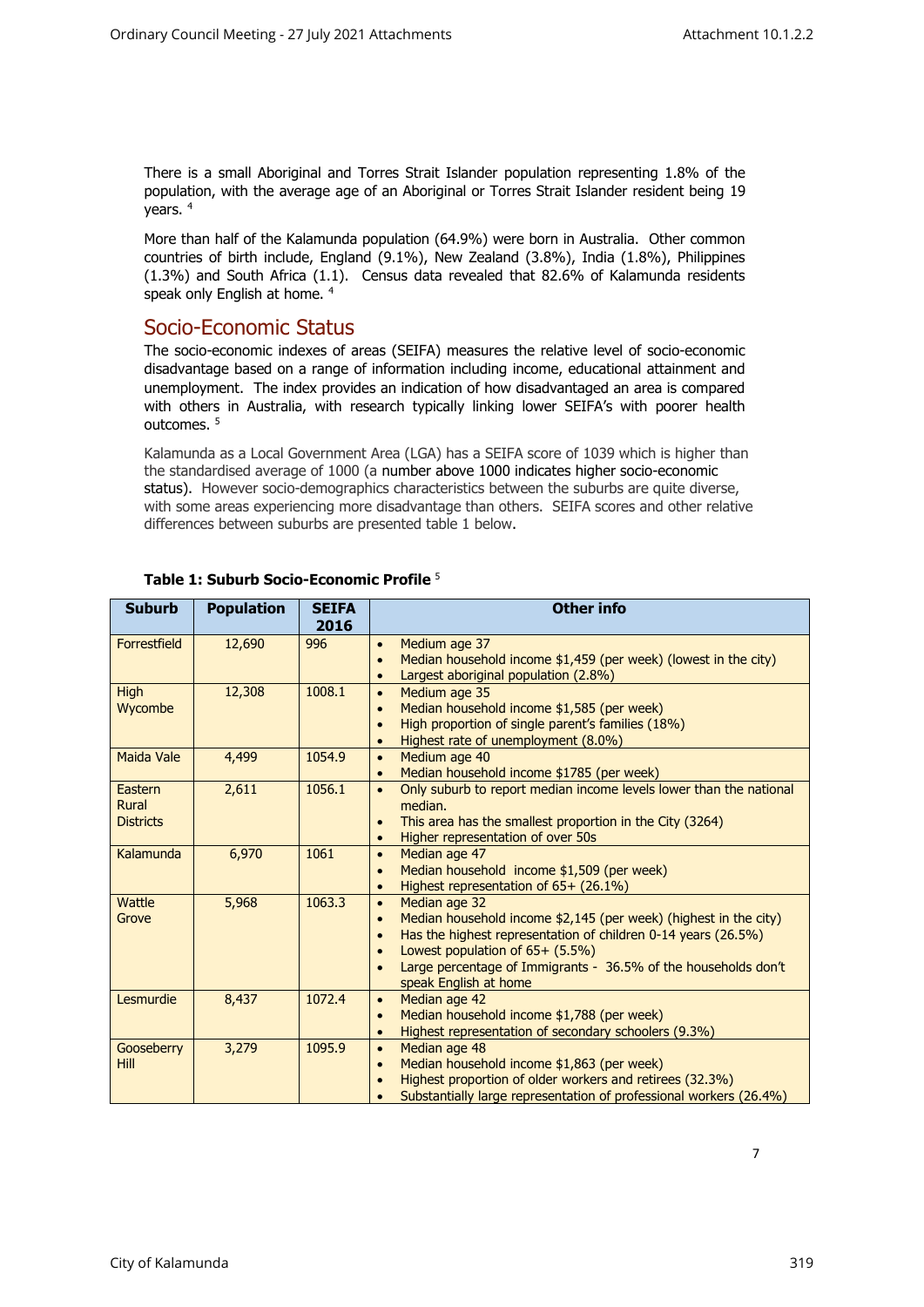There is a small Aboriginal and Torres Strait Islander population representing 1.8% of the population, with the average age of an Aboriginal or Torres Strait Islander resident being 19 years. [4]

More than half of the Kalamunda population (64.9%) were born in Australia. Other common countries of birth include, England (9.1%), New Zealand (3.8%), India (1.8%), Philippines (1.3%) and South Africa (1.1). Census data revealed that 82.6% of Kalamunda residents speak only English at home. [4]

## Socio-Economic Status

The socio-economic indexes of areas (SEIFA) measures the relative level of socio-economic disadvantage based on a range of information including income, educational attainment and unemployment. The index provides an indication of how disadvantaged an area is compared with others in Australia, with research typically linking lower SEIFA's with poorer health outcomes. [5]

Kalamunda as a Local Government Area (LGA) has a SEIFA score of 1039 which is higher than the standardised average of 1000 (a number above 1000 indicates higher socio-economic status). However socio-demographics characteristics between the suburbs are quite diverse, with some areas experiencing more disadvantage than others. SEIFA scores and other relative differences between suburbs are presented table 1 below.

**Table 1: Suburb Socio-Economic Profile** [5]

| Suburb | Population | SEIFA 2016 | Other info |
|---|---|---|---|
| Forrestfield | 12,690 | 996 | • Medium age 37<br>• Median household income $1,459 (per week) (lowest in the city)<br>• Largest aboriginal population (2.8%) |
| High Wycombe | 12,308 | 1008.1 | • Medium age 35<br>• Median household income $1,585 (per week)<br>• High proportion of single parent's families (18%)<br>• Highest rate of unemployment (8.0%) |
| Maida Vale | 4,499 | 1054.9 | • Medium age 40<br>• Median household income $1785 (per week) |
| Eastern Rural Districts | 2,611 | 1056.1 | • Only suburb to report median income levels lower than the national median.<br>• This area has the smallest proportion in the City (3264)<br>• Higher representation of over 50s |
| Kalamunda | 6,970 | 1061 | • Median age 47<br>• Median household income $1,509 (per week)<br>• Highest representation of 65+ (26.1%) |
| Wattle Grove | 5,968 | 1063.3 | • Median age 32<br>• Median household income $2,145 (per week) (highest in the city)<br>• Has the highest representation of children 0-14 years (26.5%)<br>• Lowest population of 65+ (5.5%)<br>• Large percentage of Immigrants - 36.5% of the households don't speak English at home |
| Lesmurdie | 8,437 | 1072.4 | • Median age 42<br>• Median household income $1,788 (per week)<br>• Highest representation of secondary schoolers (9.3%) |
| Gooseberry Hill | 3,279 | 1095.9 | • Median age 48<br>• Median household income $1,863 (per week)<br>• Highest proportion of older workers and retirees (32.3%)<br>• Substantially large representation of professional workers (26.4%) |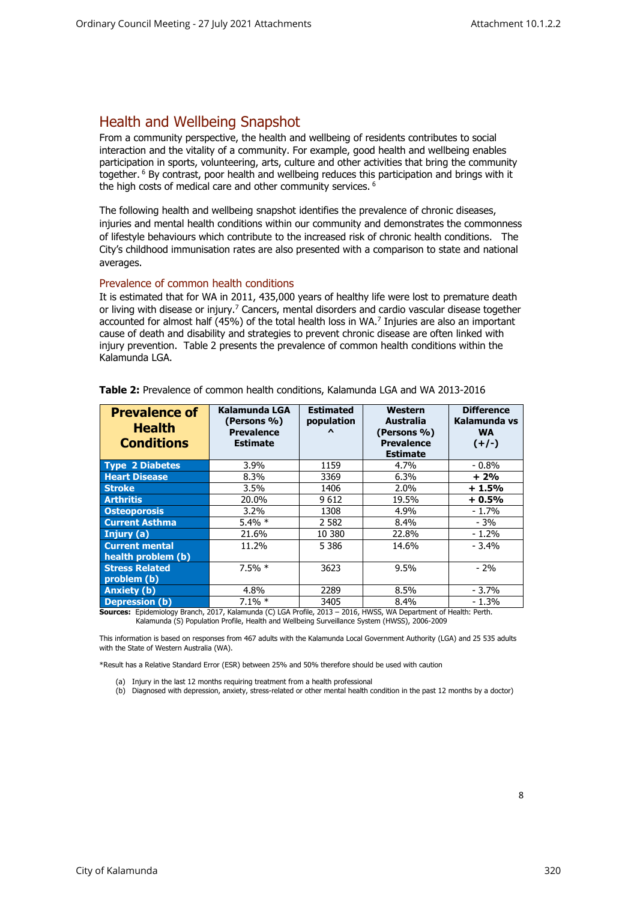## Health and Wellbeing Snapshot

From a community perspective, the health and wellbeing of residents contributes to social interaction and the vitality of a community. For example, good health and wellbeing enables participation in sports, volunteering, arts, culture and other activities that bring the community together. [6] By contrast, poor health and wellbeing reduces this participation and brings with it the high costs of medical care and other community services. [6]

The following health and wellbeing snapshot identifies the prevalence of chronic diseases, injuries and mental health conditions within our community and demonstrates the commonness of lifestyle behaviours which contribute to the increased risk of chronic health conditions. The City's childhood immunisation rates are also presented with a comparison to state and national averages.

### Prevalence of common health conditions

It is estimated that for WA in 2011, 435,000 years of healthy life were lost to premature death or living with disease or injury.[7] Cancers, mental disorders and cardio vascular disease together accounted for almost half (45%) of the total health loss in WA.[7] Injuries are also an important cause of death and disability and strategies to prevent chronic disease are often linked with injury prevention. Table 2 presents the prevalence of common health conditions within the Kalamunda LGA.

**Table 2:** Prevalence of common health conditions, Kalamunda LGA and WA 2013-2016

| Prevalence of Health Conditions | Kalamunda LGA (Persons %) Prevalence Estimate | Estimated population ^ | Western Australia (Persons %) Prevalence Estimate | Difference Kalamunda vs WA (+/-) |
|---|---|---|---|---|
| **Type 2 Diabetes** | 3.9% | 1159 | 4.7% | - 0.8% |
| **Heart Disease** | 8.3% | 3369 | 6.3% | **+ 2%** |
| **Stroke** | 3.5% | 1406 | 2.0% | **+ 1.5%** |
| **Arthritis** | 20.0% | 9 612 | 19.5% | **+ 0.5%** |
| **Osteoporosis** | 3.2% | 1308 | 4.9% | - 1.7% |
| **Current Asthma** | 5.4% * | 2 582 | 8.4% | - 3% |
| **Injury (a)** | 21.6% | 10 380 | 22.8% | - 1.2% |
| **Current mental health problem (b)** | 11.2% | 5 386 | 14.6% | - 3.4% |
| **Stress Related problem (b)** | 7.5% * | 3623 | 9.5% | - 2% |
| **Anxiety (b)** | 4.8% | 2289 | 8.5% | - 3.7% |
| **Depression (b)** | 7.1% * | 3405 | 8.4% | - 1.3% |

**Sources:** Epidemiology Branch, 2017, Kalamunda (C) LGA Profile, 2013 – 2016, HWSS, WA Department of Health: Perth. Kalamunda (S) Population Profile, Health and Wellbeing Surveillance System (HWSS), 2006-2009

This information is based on responses from 467 adults with the Kalamunda Local Government Authority (LGA) and 25 535 adults with the State of Western Australia (WA).

*Result has a Relative Standard Error (ESR) between 25% and 50% therefore should be used with caution

(a) Injury in the last 12 months requiring treatment from a health professional
(b) Diagnosed with depression, anxiety, stress-related or other mental health condition in the past 12 months by a doctor)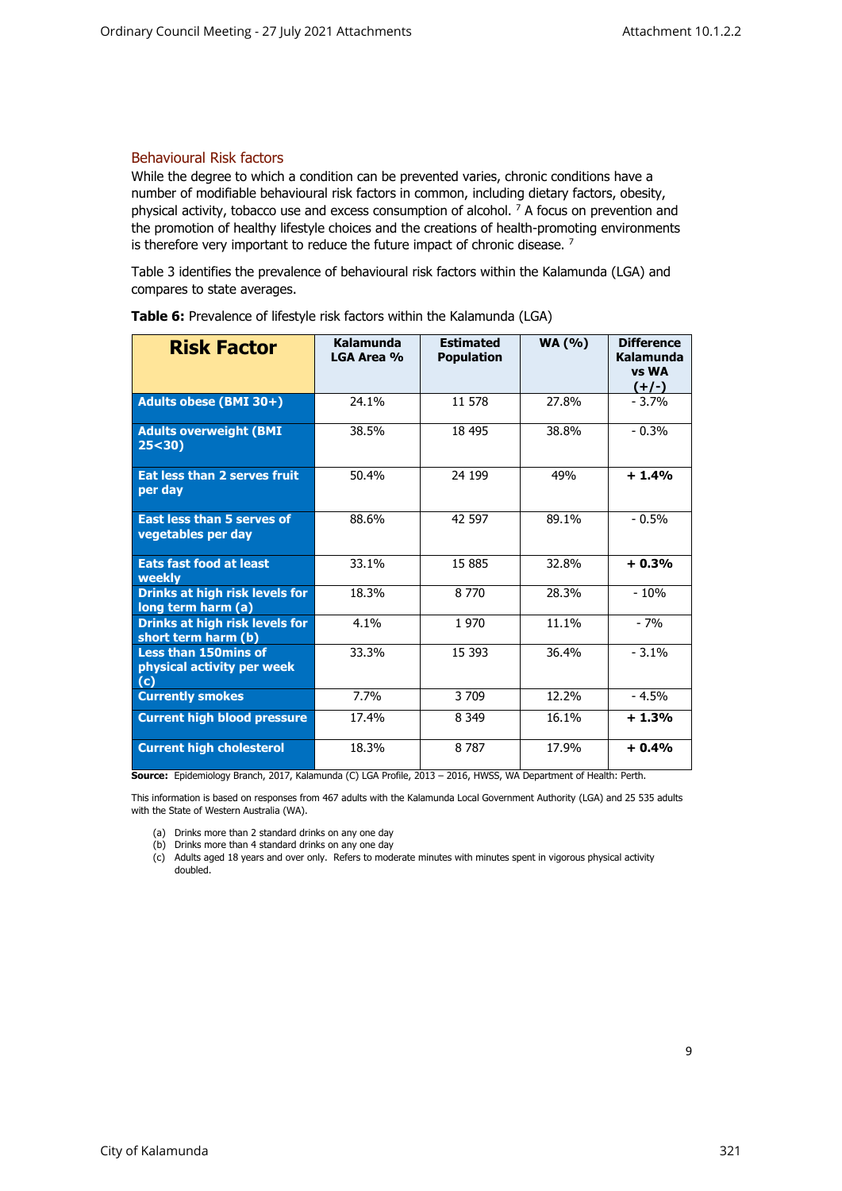### Behavioural Risk factors

While the degree to which a condition can be prevented varies, chronic conditions have a number of modifiable behavioural risk factors in common, including dietary factors, obesity, physical activity, tobacco use and excess consumption of alcohol. [7] A focus on prevention and the promotion of healthy lifestyle choices and the creations of health-promoting environments is therefore very important to reduce the future impact of chronic disease. [7]

Table 3 identifies the prevalence of behavioural risk factors within the Kalamunda (LGA) and compares to state averages.

**Table 6:** Prevalence of lifestyle risk factors within the Kalamunda (LGA)

| Risk Factor | Kalamunda LGA Area % | Estimated Population | WA (%) | Difference Kalamunda vs WA (+/-) |
|---|---|---|---|---|
| **Adults obese (BMI 30+)** | 24.1% | 11 578 | 27.8% | - 3.7% |
| **Adults overweight (BMI 25<30)** | 38.5% | 18 495 | 38.8% | - 0.3% |
| **Eat less than 2 serves fruit per day** | 50.4% | 24 199 | 49% | **+ 1.4%** |
| **East less than 5 serves of vegetables per day** | 88.6% | 42 597 | 89.1% | - 0.5% |
| **Eats fast food at least weekly** | 33.1% | 15 885 | 32.8% | **+ 0.3%** |
| **Drinks at high risk levels for long term harm (a)** | 18.3% | 8 770 | 28.3% | - 10% |
| **Drinks at high risk levels for short term harm (b)** | 4.1% | 1 970 | 11.1% | - 7% |
| **Less than 150mins of physical activity per week (c)** | 33.3% | 15 393 | 36.4% | - 3.1% |
| **Currently smokes** | 7.7% | 3 709 | 12.2% | - 4.5% |
| **Current high blood pressure** | 17.4% | 8 349 | 16.1% | **+ 1.3%** |
| **Current high cholesterol** | 18.3% | 8 787 | 17.9% | **+ 0.4%** |

**Source:** Epidemiology Branch, 2017, Kalamunda (C) LGA Profile, 2013 – 2016, HWSS, WA Department of Health: Perth.

This information is based on responses from 467 adults with the Kalamunda Local Government Authority (LGA) and 25 535 adults with the State of Western Australia (WA).

(a) Drinks more than 2 standard drinks on any one day
(b) Drinks more than 4 standard drinks on any one day
(c) Adults aged 18 years and over only. Refers to moderate minutes with minutes spent in vigorous physical activity doubled.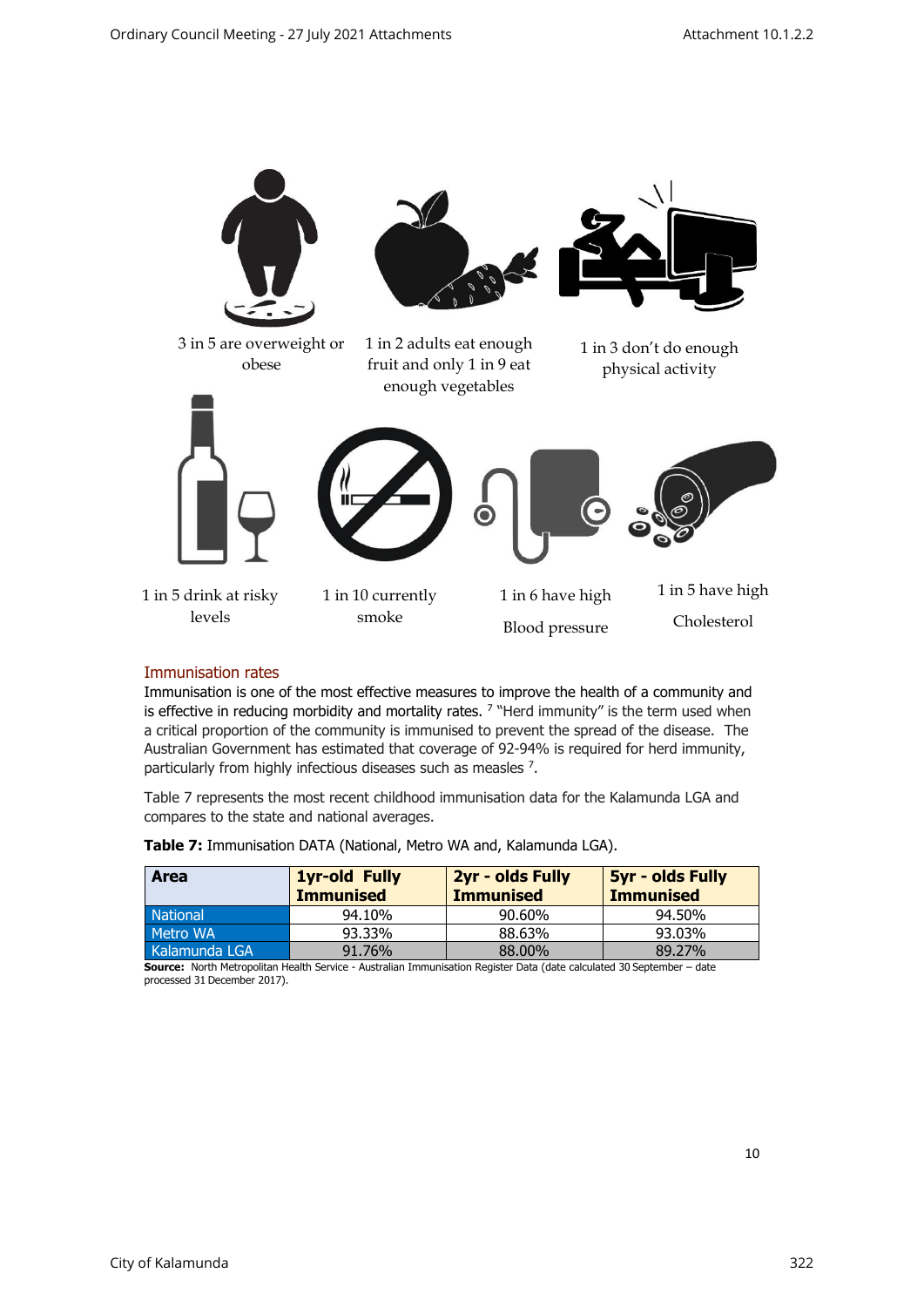3 in 5 are overweight or obese

1 in 2 adults eat enough fruit and only 1 in 9 eat enough vegetables

1 in 3 don't do enough physical activity

1 in 5 drink at risky levels

1 in 10 currently smoke

1 in 6 have high Blood pressure

1 in 5 have high Cholesterol

## Immunisation rates

Immunisation is one of the most effective measures to improve the health of a community and is effective in reducing morbidity and mortality rates. [7] "Herd immunity" is the term used when a critical proportion of the community is immunised to prevent the spread of the disease. The Australian Government has estimated that coverage of 92-94% is required for herd immunity, particularly from highly infectious diseases such as measles [7].

Table 7 represents the most recent childhood immunisation data for the Kalamunda LGA and compares to the state and national averages.

**Table 7:** Immunisation DATA (National, Metro WA and, Kalamunda LGA).

| Area | 1yr-old Fully Immunised | 2yr - olds Fully Immunised | 5yr - olds Fully Immunised |
|---|---|---|---|
| National | 94.10% | 90.60% | 94.50% |
| Metro WA | 93.33% | 88.63% | 93.03% |
| Kalamunda LGA | 91.76% | 88.00% | 89.27% |

**Source:** North Metropolitan Health Service - Australian Immunisation Register Data (date calculated 30 September – date processed 31 December 2017).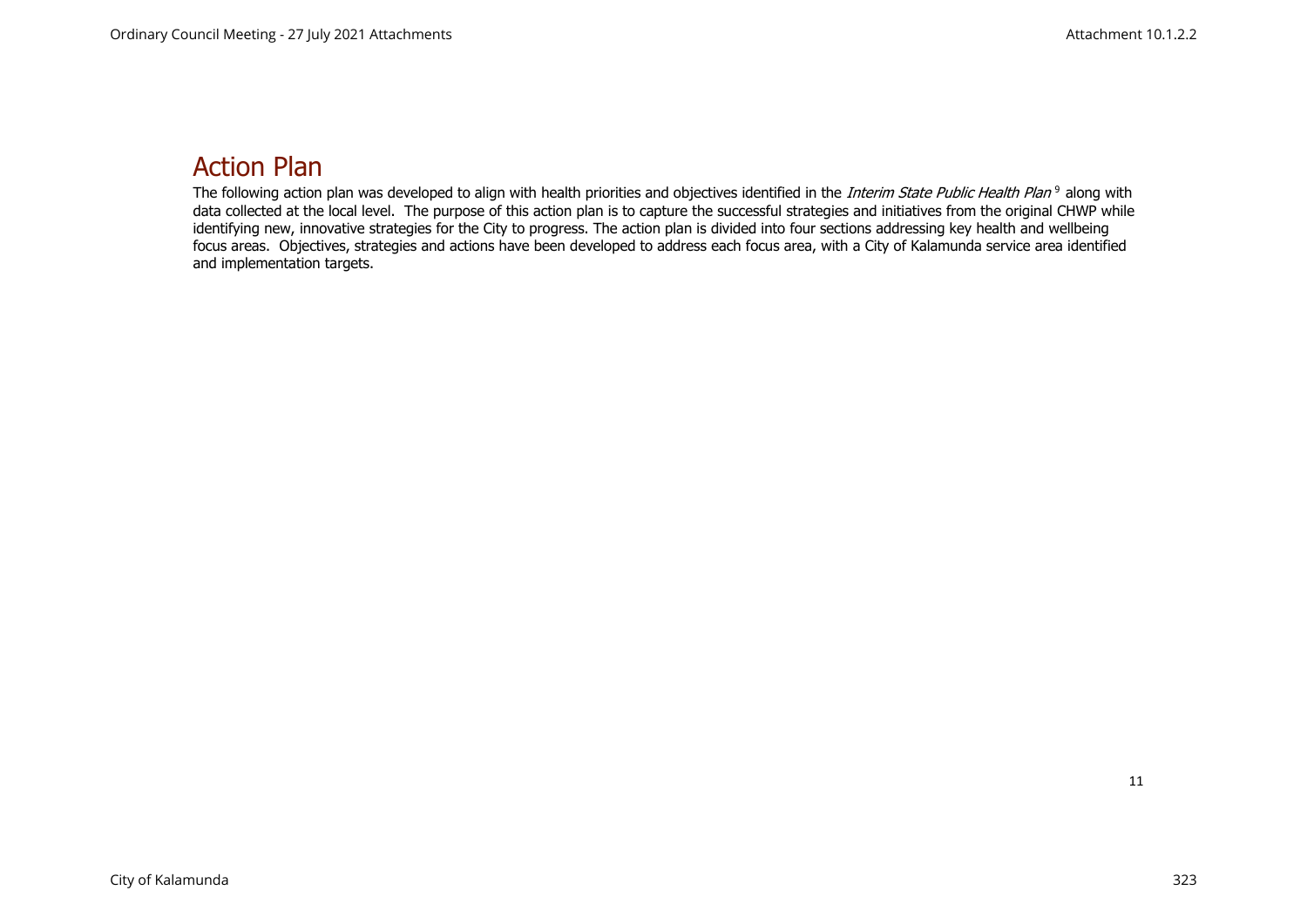## Action Plan

The following action plan was developed to align with health priorities and objectives identified in the *Interim State Public Health Plan*[9] along with data collected at the local level. The purpose of this action plan is to capture the successful strategies and initiatives from the original CHWP while identifying new, innovative strategies for the City to progress. The action plan is divided into four sections addressing key health and wellbeing focus areas. Objectives, strategies and actions have been developed to address each focus area, with a City of Kalamunda service area identified and implementation targets.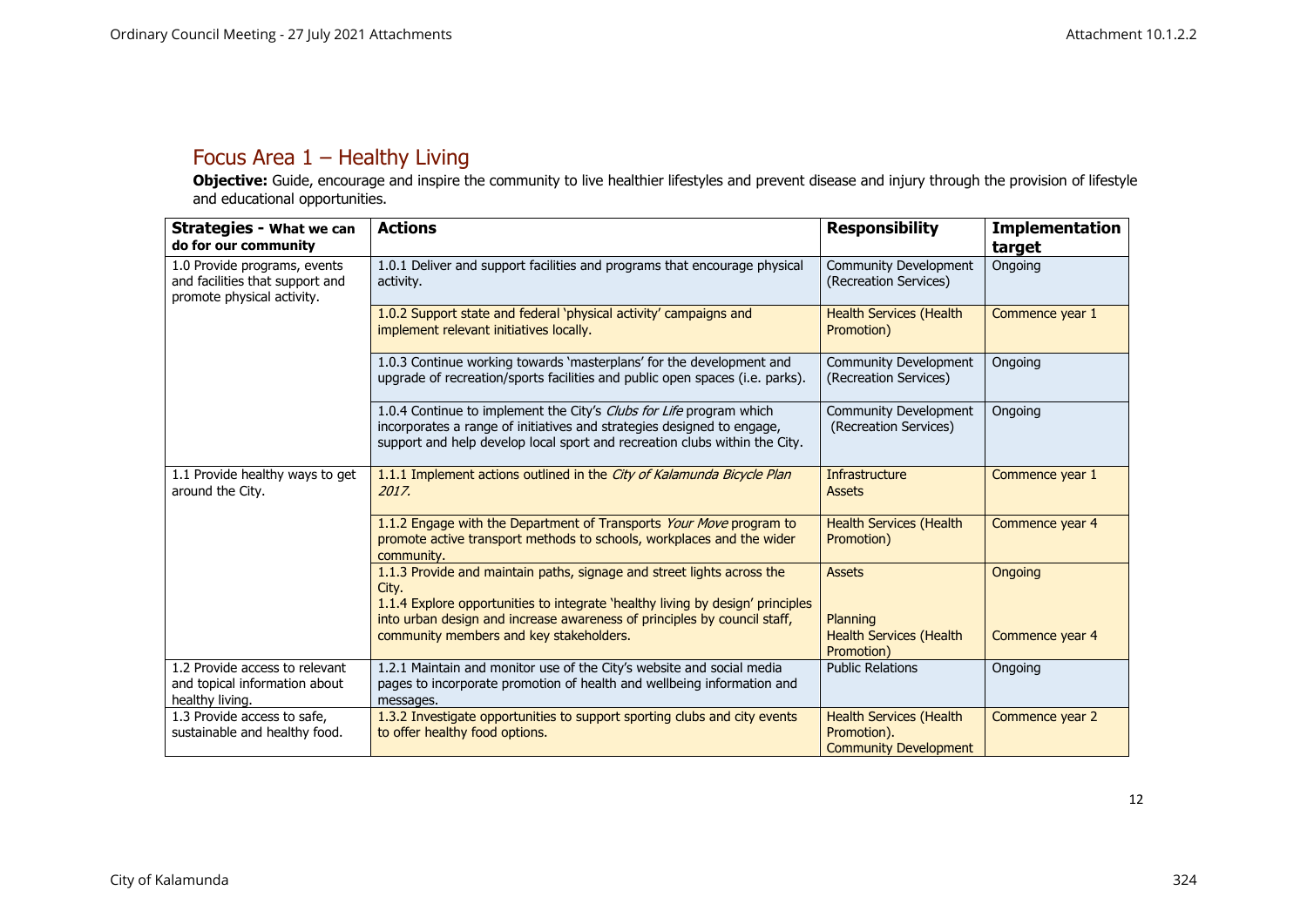## Focus Area 1 – Healthy Living

**Objective:** Guide, encourage and inspire the community to live healthier lifestyles and prevent disease and injury through the provision of lifestyle and educational opportunities.

| **Strategies - What we can do for our community** | **Actions** | **Responsibility** | **Implementation target** |
|---|---|---|---|
| 1.0 Provide programs, events and facilities that support and promote physical activity. | 1.0.1 Deliver and support facilities and programs that encourage physical activity. | Community Development (Recreation Services) | Ongoing |
| | 1.0.2 Support state and federal 'physical activity' campaigns and implement relevant initiatives locally. | Health Services (Health Promotion) | Commence year 1 |
| | 1.0.3 Continue working towards 'masterplans' for the development and upgrade of recreation/sports facilities and public open spaces (i.e. parks). | Community Development (Recreation Services) | Ongoing |
| | 1.0.4 Continue to implement the City's *Clubs for Life* program which incorporates a range of initiatives and strategies designed to engage, support and help develop local sport and recreation clubs within the City. | Community Development (Recreation Services) | Ongoing |
| 1.1 Provide healthy ways to get around the City. | 1.1.1 Implement actions outlined in the *City of Kalamunda Bicycle Plan 2017.* | Infrastructure Assets | Commence year 1 |
| | 1.1.2 Engage with the Department of Transports *Your Move* program to promote active transport methods to schools, workplaces and the wider community. | Health Services (Health Promotion) | Commence year 4 |
| | 1.1.3 Provide and maintain paths, signage and street lights across the City. | Assets | Ongoing |
| | 1.1.4 Explore opportunities to integrate 'healthy living by design' principles into urban design and increase awareness of principles by council staff, community members and key stakeholders. | Planning<br>Health Services (Health Promotion) | Commence year 4 |
| 1.2 Provide access to relevant and topical information about healthy living. | 1.2.1 Maintain and monitor use of the City's website and social media pages to incorporate promotion of health and wellbeing information and messages. | Public Relations | Ongoing |
| 1.3 Provide access to safe, sustainable and healthy food. | 1.3.2 Investigate opportunities to support sporting clubs and city events to offer healthy food options. | Health Services (Health Promotion).<br>Community Development | Commence year 2 |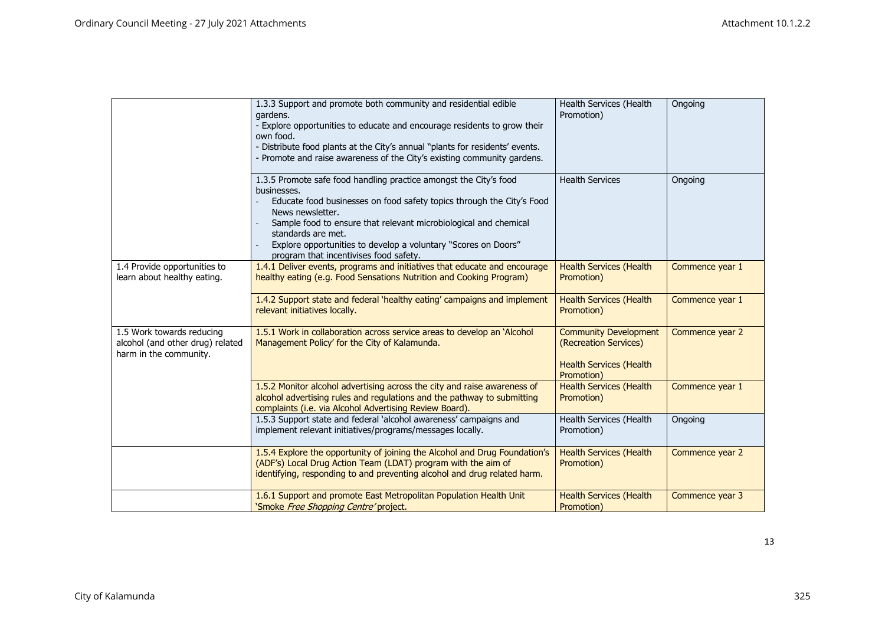| | | | |
|---|---|---|---|
| | 1.3.3 Support and promote both community and residential edible gardens.<br>- Explore opportunities to educate and encourage residents to grow their own food.<br>- Distribute food plants at the City's annual "plants for residents' events.<br>- Promote and raise awareness of the City's existing community gardens. | Health Services (Health Promotion) | Ongoing |
| | 1.3.5 Promote safe food handling practice amongst the City's food businesses.<br>- Educate food businesses on food safety topics through the City's Food News newsletter.<br>- Sample food to ensure that relevant microbiological and chemical standards are met.<br>- Explore opportunities to develop a voluntary "Scores on Doors" program that incentivises food safety. | Health Services | Ongoing |
| 1.4 Provide opportunities to learn about healthy eating. | 1.4.1 Deliver events, programs and initiatives that educate and encourage healthy eating (e.g. Food Sensations Nutrition and Cooking Program) | Health Services (Health Promotion) | Commence year 1 |
| | 1.4.2 Support state and federal 'healthy eating' campaigns and implement relevant initiatives locally. | Health Services (Health Promotion) | Commence year 1 |
| 1.5 Work towards reducing alcohol (and other drug) related harm in the community. | 1.5.1 Work in collaboration across service areas to develop an 'Alcohol Management Policy' for the City of Kalamunda. | Community Development (Recreation Services)<br><br>Health Services (Health Promotion) | Commence year 2 |
| | 1.5.2 Monitor alcohol advertising across the city and raise awareness of alcohol advertising rules and regulations and the pathway to submitting complaints (i.e. via Alcohol Advertising Review Board). | Health Services (Health Promotion) | Commence year 1 |
| | 1.5.3 Support state and federal 'alcohol awareness' campaigns and implement relevant initiatives/programs/messages locally. | Health Services (Health Promotion) | Ongoing |
| | 1.5.4 Explore the opportunity of joining the Alcohol and Drug Foundation's (ADF's) Local Drug Action Team (LDAT) program with the aim of identifying, responding to and preventing alcohol and drug related harm. | Health Services (Health Promotion) | Commence year 2 |
| | 1.6.1 Support and promote East Metropolitan Population Health Unit 'Smoke *Free Shopping Centre'* project. | Health Services (Health Promotion) | Commence year 3 |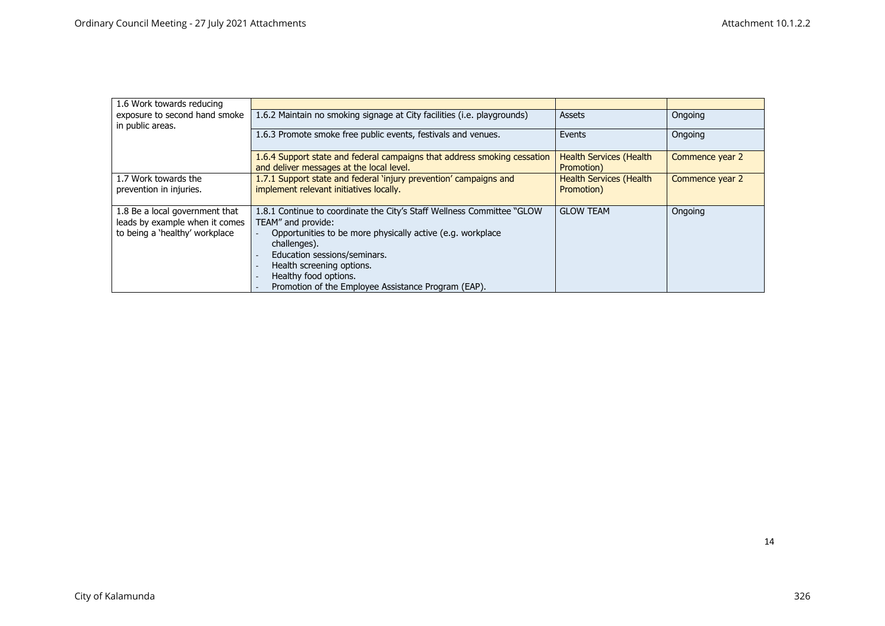| | | | |
|---|---|---|---|
| 1.6 Work towards reducing exposure to second hand smoke in public areas. | | | |
| | 1.6.2 Maintain no smoking signage at City facilities (i.e. playgrounds) | Assets | Ongoing |
| | 1.6.3 Promote smoke free public events, festivals and venues. | Events | Ongoing |
| | 1.6.4 Support state and federal campaigns that address smoking cessation and deliver messages at the local level. | Health Services (Health Promotion) | Commence year 2 |
| 1.7 Work towards the prevention in injuries. | 1.7.1 Support state and federal 'injury prevention' campaigns and implement relevant initiatives locally. | Health Services (Health Promotion) | Commence year 2 |
| 1.8 Be a local government that leads by example when it comes to being a 'healthy' workplace | 1.8.1 Continue to coordinate the City's Staff Wellness Committee "GLOW TEAM" and provide:<br>- Opportunities to be more physically active (e.g. workplace challenges).<br>- Education sessions/seminars.<br>- Health screening options.<br>- Healthy food options.<br>- Promotion of the Employee Assistance Program (EAP). | GLOW TEAM | Ongoing |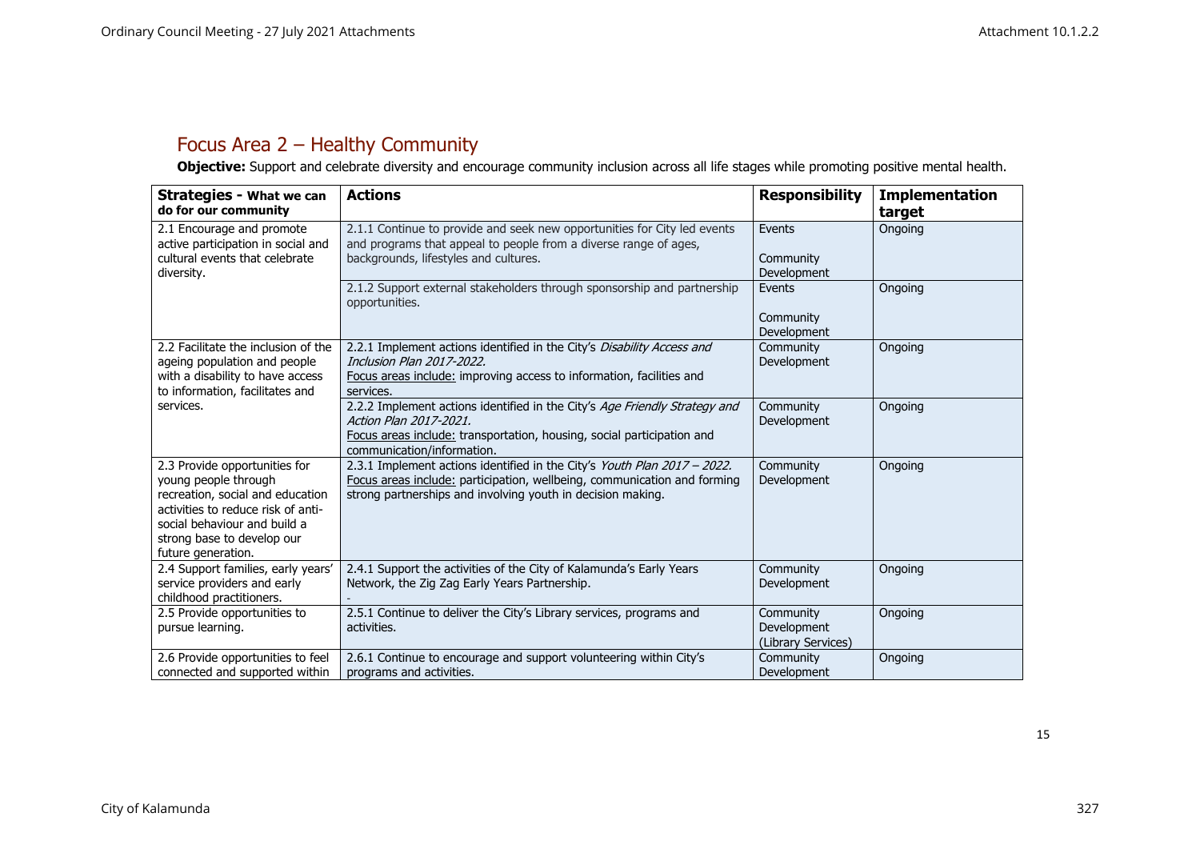## Focus Area 2 – Healthy Community

**Objective:** Support and celebrate diversity and encourage community inclusion across all life stages while promoting positive mental health.

| **Strategies - What we can do for our community** | **Actions** | **Responsibility** | **Implementation target** |
|---|---|---|---|
| 2.1 Encourage and promote active participation in social and cultural events that celebrate diversity. | 2.1.1 Continue to provide and seek new opportunities for City led events and programs that appeal to people from a diverse range of ages, backgrounds, lifestyles and cultures. | Events<br><br>Community Development | Ongoing |
| | 2.1.2 Support external stakeholders through sponsorship and partnership opportunities. | Events<br><br>Community Development | Ongoing |
| 2.2 Facilitate the inclusion of the ageing population and people with a disability to have access to information, facilitates and services. | 2.2.1 Implement actions identified in the City's *Disability Access and Inclusion Plan 2017-2022.*<br>Focus areas include: improving access to information, facilities and services. | Community Development | Ongoing |
| | 2.2.2 Implement actions identified in the City's *Age Friendly Strategy and Action Plan 2017-2021.*<br>Focus areas include: transportation, housing, social participation and communication/information. | Community Development | Ongoing |
| 2.3 Provide opportunities for young people through recreation, social and education activities to reduce risk of anti-social behaviour and build a strong base to develop our future generation. | 2.3.1 Implement actions identified in the City's *Youth Plan 2017 – 2022.*<br>Focus areas include: participation, wellbeing, communication and forming strong partnerships and involving youth in decision making. | Community Development | Ongoing |
| 2.4 Support families, early years' service providers and early childhood practitioners. | 2.4.1 Support the activities of the City of Kalamunda's Early Years Network, the Zig Zag Early Years Partnership.<br>- | Community Development | Ongoing |
| 2.5 Provide opportunities to pursue learning. | 2.5.1 Continue to deliver the City's Library services, programs and activities. | Community Development (Library Services) | Ongoing |
| 2.6 Provide opportunities to feel connected and supported within | 2.6.1 Continue to encourage and support volunteering within City's programs and activities. | Community Development | Ongoing |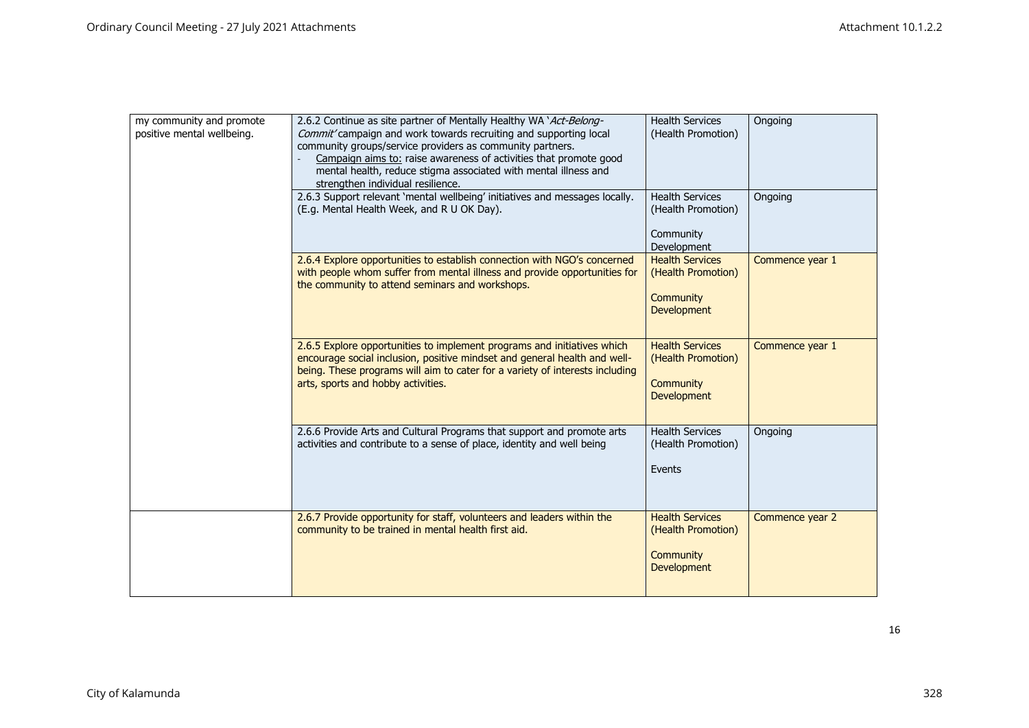| | | | |
|---|---|---|---|
| my community and promote positive mental wellbeing. | 2.6.2 Continue as site partner of Mentally Healthy WA '*Act-Belong-Commit'* campaign and work towards recruiting and supporting local community groups/service providers as community partners.<br>- <u>Campaign aims to:</u> raise awareness of activities that promote good mental health, reduce stigma associated with mental illness and strengthen individual resilience. | Health Services (Health Promotion) | Ongoing |
| | 2.6.3 Support relevant 'mental wellbeing' initiatives and messages locally. (E.g. Mental Health Week, and R U OK Day). | Health Services (Health Promotion)<br><br>Community Development | Ongoing |
| | 2.6.4 Explore opportunities to establish connection with NGO's concerned with people whom suffer from mental illness and provide opportunities for the community to attend seminars and workshops. | Health Services (Health Promotion)<br><br>Community Development | Commence year 1 |
| | 2.6.5 Explore opportunities to implement programs and initiatives which encourage social inclusion, positive mindset and general health and well-being. These programs will aim to cater for a variety of interests including arts, sports and hobby activities. | Health Services (Health Promotion)<br><br>Community Development | Commence year 1 |
| | 2.6.6 Provide Arts and Cultural Programs that support and promote arts activities and contribute to a sense of place, identity and well being | Health Services (Health Promotion)<br><br>Events | Ongoing |
| | 2.6.7 Provide opportunity for staff, volunteers and leaders within the community to be trained in mental health first aid. | Health Services (Health Promotion)<br><br>Community Development | Commence year 2 |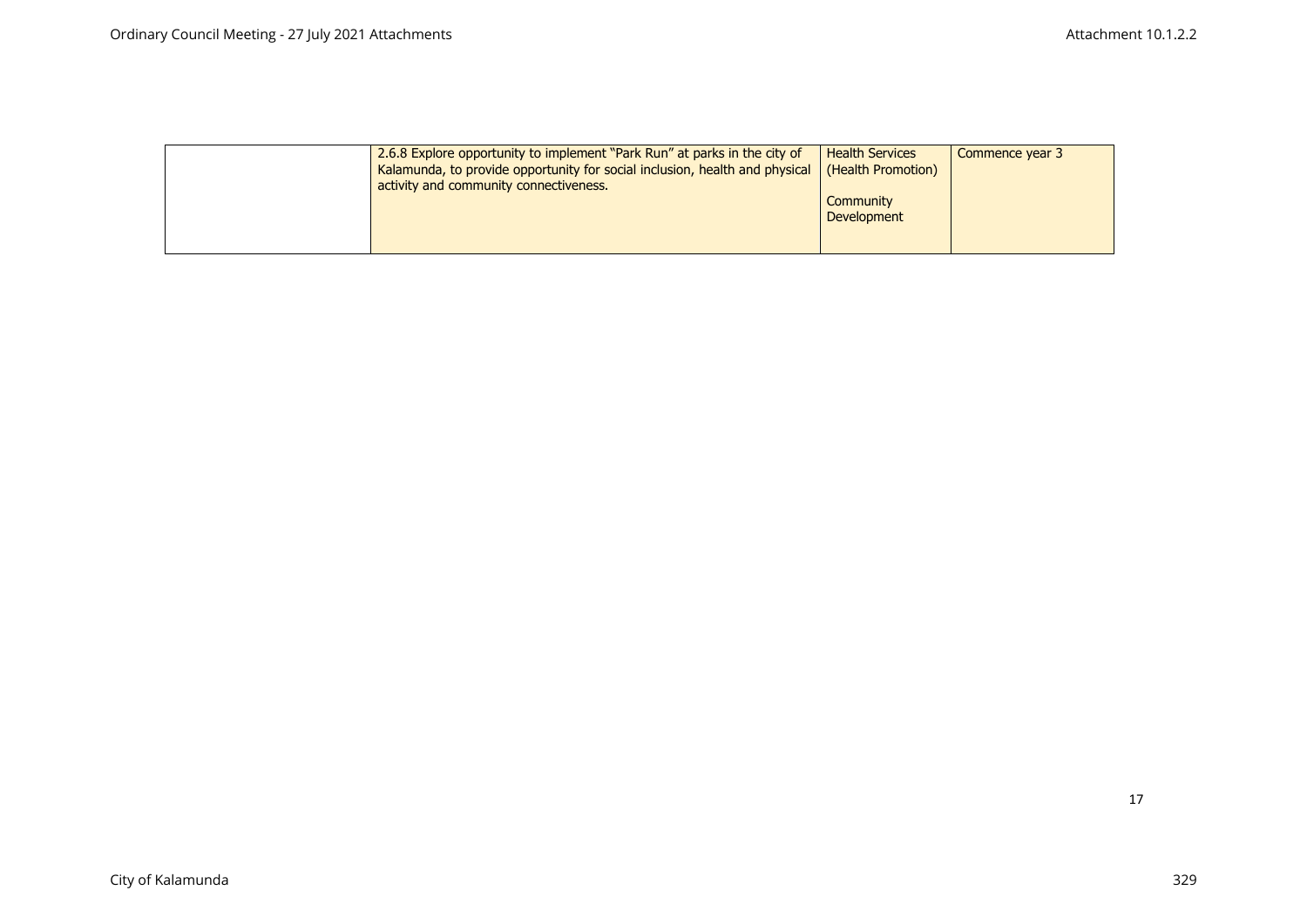| | | | |
|---|---|---|---|
| | 2.6.8 Explore opportunity to implement "Park Run" at parks in the city of Kalamunda, to provide opportunity for social inclusion, health and physical activity and community connectiveness. | Health Services (Health Promotion)<br><br>Community Development | Commence year 3 |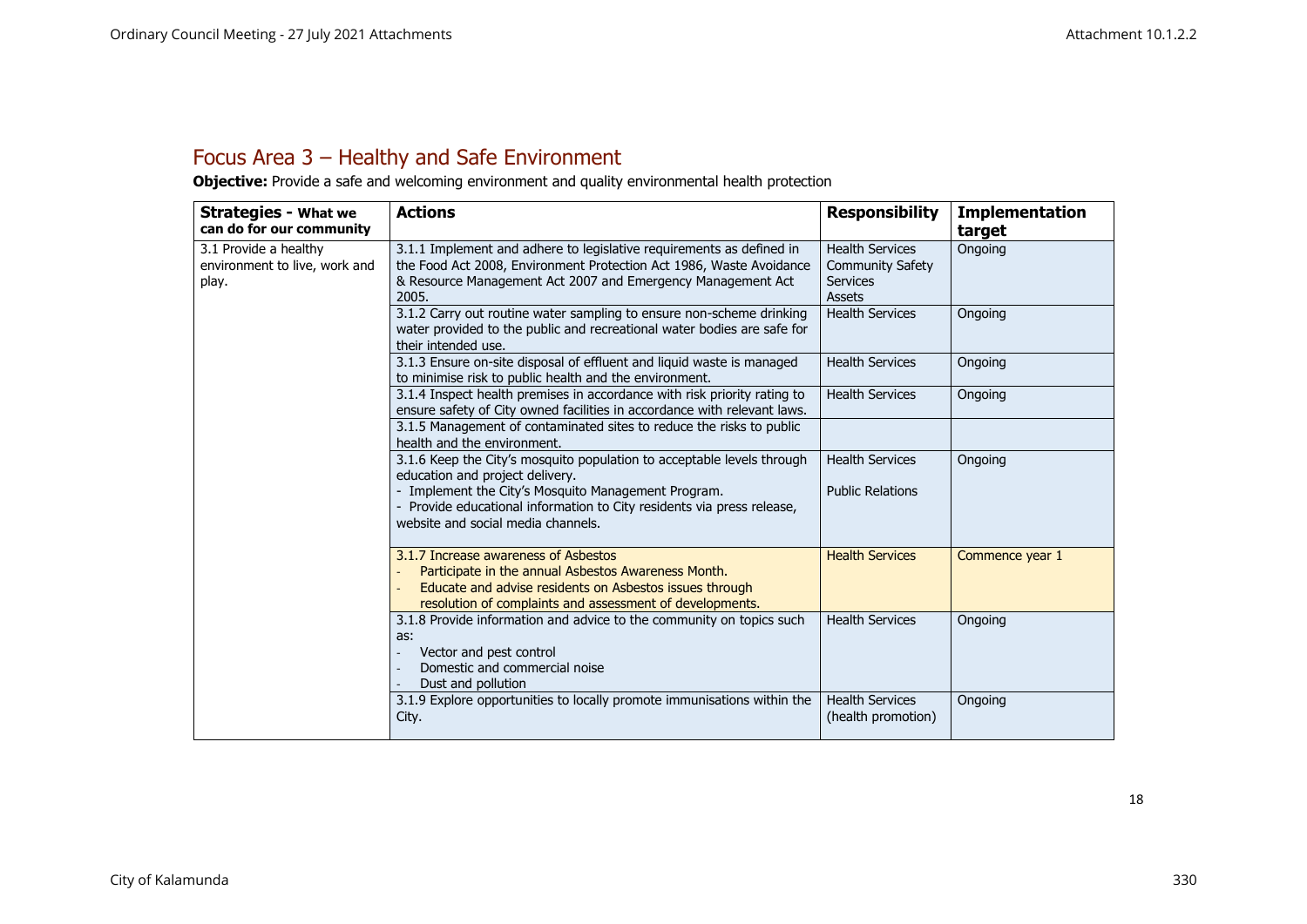## Focus Area 3 – Healthy and Safe Environment

**Objective:** Provide a safe and welcoming environment and quality environmental health protection

| **Strategies - What we can do for our community** | **Actions** | **Responsibility** | **Implementation target** |
|---|---|---|---|
| 3.1 Provide a healthy environment to live, work and play. | 3.1.1 Implement and adhere to legislative requirements as defined in the Food Act 2008, Environment Protection Act 1986, Waste Avoidance & Resource Management Act 2007 and Emergency Management Act 2005. | Health Services<br>Community Safety<br>Services<br>Assets | Ongoing |
| | 3.1.2 Carry out routine water sampling to ensure non-scheme drinking water provided to the public and recreational water bodies are safe for their intended use. | Health Services | Ongoing |
| | 3.1.3 Ensure on-site disposal of effluent and liquid waste is managed to minimise risk to public health and the environment. | Health Services | Ongoing |
| | 3.1.4 Inspect health premises in accordance with risk priority rating to ensure safety of City owned facilities in accordance with relevant laws. | Health Services | Ongoing |
| | 3.1.5 Management of contaminated sites to reduce the risks to public health and the environment. | | |
| | 3.1.6 Keep the City's mosquito population to acceptable levels through education and project delivery.<br>- Implement the City's Mosquito Management Program.<br>- Provide educational information to City residents via press release, website and social media channels. | Health Services<br><br>Public Relations | Ongoing |
| | 3.1.7 Increase awareness of Asbestos<br>- Participate in the annual Asbestos Awareness Month.<br>- Educate and advise residents on Asbestos issues through resolution of complaints and assessment of developments. | Health Services | Commence year 1 |
| | 3.1.8 Provide information and advice to the community on topics such as:<br>- Vector and pest control<br>- Domestic and commercial noise<br>- Dust and pollution | Health Services | Ongoing |
| | 3.1.9 Explore opportunities to locally promote immunisations within the City. | Health Services (health promotion) | Ongoing |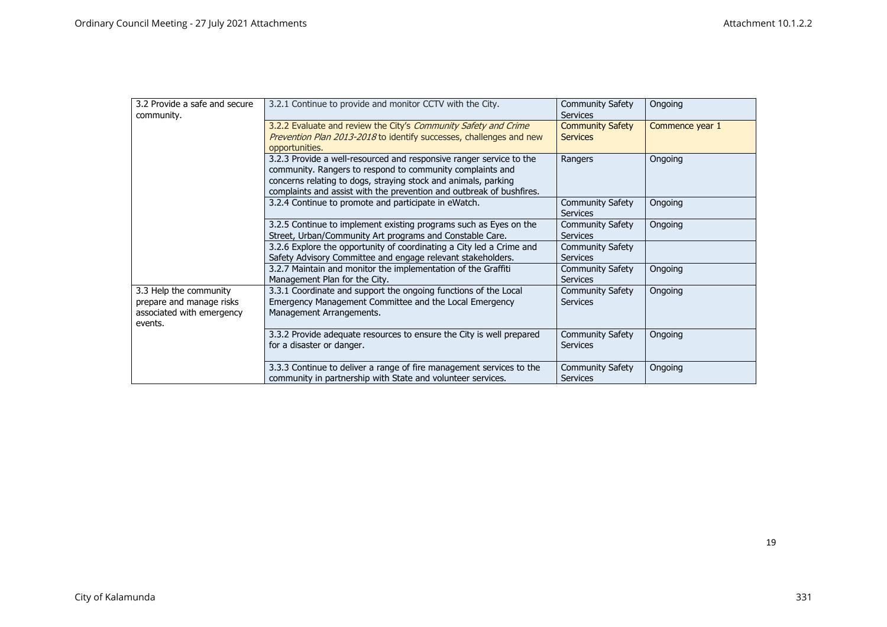| | | | |
|---|---|---|---|
| 3.2 Provide a safe and secure community. | 3.2.1 Continue to provide and monitor CCTV with the City. | Community Safety Services | Ongoing |
| | 3.2.2 Evaluate and review the City's *Community Safety and Crime Prevention Plan 2013-2018* to identify successes, challenges and new opportunities. | Community Safety Services | Commence year 1 |
| | 3.2.3 Provide a well-resourced and responsive ranger service to the community. Rangers to respond to community complaints and concerns relating to dogs, straying stock and animals, parking complaints and assist with the prevention and outbreak of bushfires. | Rangers | Ongoing |
| | 3.2.4 Continue to promote and participate in eWatch. | Community Safety Services | Ongoing |
| | 3.2.5 Continue to implement existing programs such as Eyes on the Street, Urban/Community Art programs and Constable Care. | Community Safety Services | Ongoing |
| | 3.2.6 Explore the opportunity of coordinating a City led a Crime and Safety Advisory Committee and engage relevant stakeholders. | Community Safety Services | |
| | 3.2.7 Maintain and monitor the implementation of the Graffiti Management Plan for the City. | Community Safety Services | Ongoing |
| 3.3 Help the community prepare and manage risks associated with emergency events. | 3.3.1 Coordinate and support the ongoing functions of the Local Emergency Management Committee and the Local Emergency Management Arrangements. | Community Safety Services | Ongoing |
| | 3.3.2 Provide adequate resources to ensure the City is well prepared for a disaster or danger. | Community Safety Services | Ongoing |
| | 3.3.3 Continue to deliver a range of fire management services to the community in partnership with State and volunteer services. | Community Safety Services | Ongoing |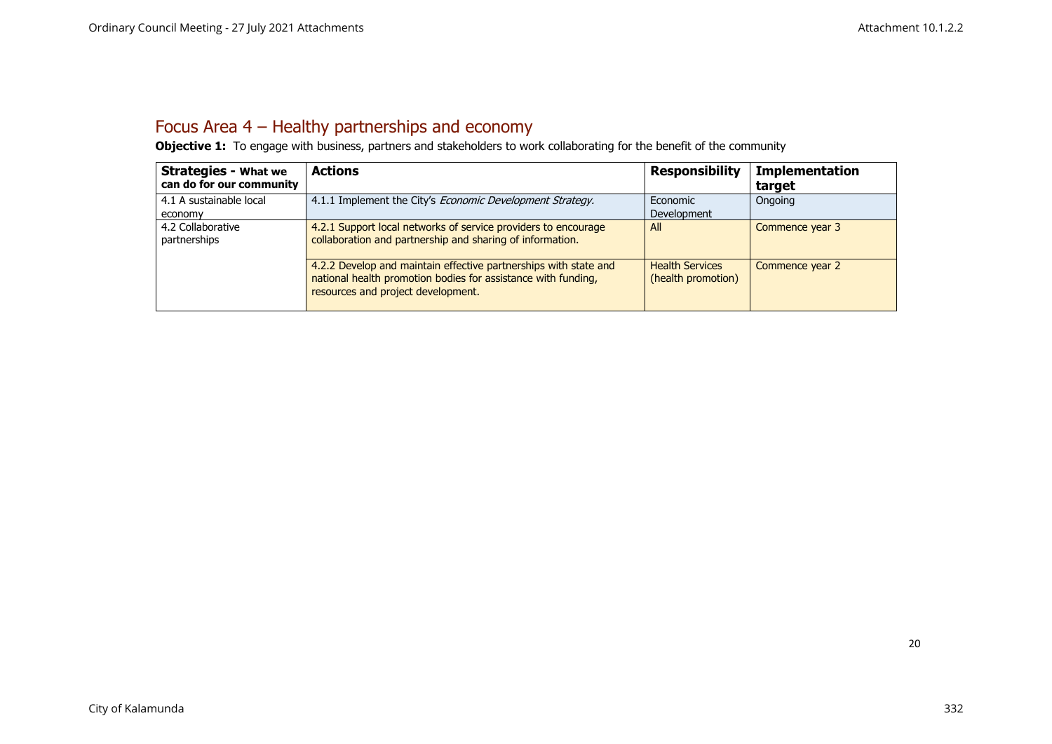## Focus Area 4 – Healthy partnerships and economy

**Objective 1:** To engage with business, partners and stakeholders to work collaborating for the benefit of the community

| **Strategies - What we can do for our community** | **Actions** | **Responsibility** | **Implementation target** |
|---|---|---|---|
| 4.1 A sustainable local economy | 4.1.1 Implement the City's *Economic Development Strategy.* | Economic Development | Ongoing |
| 4.2 Collaborative partnerships | 4.2.1 Support local networks of service providers to encourage collaboration and partnership and sharing of information. | All | Commence year 3 |
| | 4.2.2 Develop and maintain effective partnerships with state and national health promotion bodies for assistance with funding, resources and project development. | Health Services (health promotion) | Commence year 2 |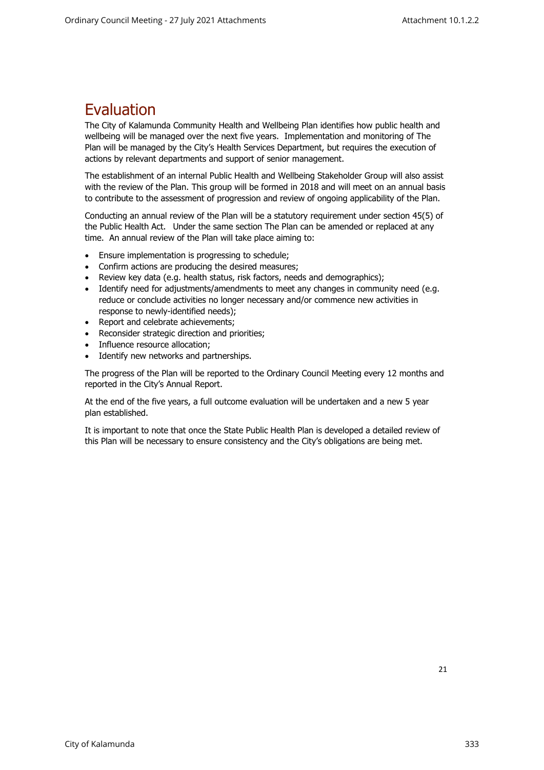# Evaluation

The City of Kalamunda Community Health and Wellbeing Plan identifies how public health and wellbeing will be managed over the next five years. Implementation and monitoring of The Plan will be managed by the City's Health Services Department, but requires the execution of actions by relevant departments and support of senior management.

The establishment of an internal Public Health and Wellbeing Stakeholder Group will also assist with the review of the Plan. This group will be formed in 2018 and will meet on an annual basis to contribute to the assessment of progression and review of ongoing applicability of the Plan.

Conducting an annual review of the Plan will be a statutory requirement under section 45(5) of the Public Health Act. Under the same section The Plan can be amended or replaced at any time. An annual review of the Plan will take place aiming to:

- Ensure implementation is progressing to schedule;
- Confirm actions are producing the desired measures;
- Review key data (e.g. health status, risk factors, needs and demographics);
- Identify need for adjustments/amendments to meet any changes in community need (e.g. reduce or conclude activities no longer necessary and/or commence new activities in response to newly-identified needs);
- Report and celebrate achievements;
- Reconsider strategic direction and priorities;
- Influence resource allocation;
- Identify new networks and partnerships.

The progress of the Plan will be reported to the Ordinary Council Meeting every 12 months and reported in the City's Annual Report.

At the end of the five years, a full outcome evaluation will be undertaken and a new 5 year plan established.

It is important to note that once the State Public Health Plan is developed a detailed review of this Plan will be necessary to ensure consistency and the City's obligations are being met.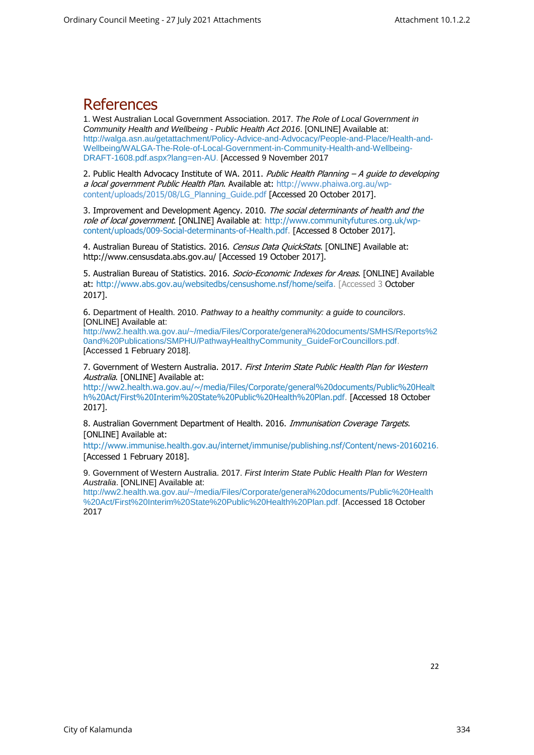# References

1. West Australian Local Government Association. 2017. *The Role of Local Government in Community Health and Wellbeing - Public Health Act 2016*. [ONLINE] Available at: http://walga.asn.au/getattachment/Policy-Advice-and-Advocacy/People-and-Place/Health-and-Wellbeing/WALGA-The-Role-of-Local-Government-in-Community-Health-and-Wellbeing-DRAFT-1608.pdf.aspx?lang=en-AU. [Accessed 9 November 2017

2. Public Health Advocacy Institute of WA. 2011. *Public Health Planning – A guide to developing a local government Public Health Plan*. Available at: http://www.phaiwa.org.au/wp-content/uploads/2015/08/LG_Planning_Guide.pdf [Accessed 20 October 2017].

3. Improvement and Development Agency. 2010. *The social determinants of health and the role of local government*. [ONLINE] Available at: http://www.communityfutures.org.uk/wp-content/uploads/009-Social-determinants-of-Health.pdf. [Accessed 8 October 2017].

4. Australian Bureau of Statistics. 2016. *Census Data QuickStats*. [ONLINE] Available at: http://www.censusdata.abs.gov.au/ [Accessed 19 October 2017].

5. Australian Bureau of Statistics. 2016. *Socio-Economic Indexes for Areas*. [ONLINE] Available at: http://www.abs.gov.au/websitedbs/censushome.nsf/home/seifa. [Accessed 3 October 2017].

6. Department of Health. 2010. *Pathway to a healthy community: a guide to councilors*. [ONLINE] Available at: http://ww2.health.wa.gov.au/~/media/Files/Corporate/general%20documents/SMHS/Reports%20and%20Publications/SMPHU/PathwayHealthyCommunity_GuideForCouncillors.pdf. [Accessed 1 February 2018].

7. Government of Western Australia. 2017. *First Interim State Public Health Plan for Western Australia*. [ONLINE] Available at: http://ww2.health.wa.gov.au/~/media/Files/Corporate/general%20documents/Public%20Health%20Act/First%20Interim%20State%20Public%20Health%20Plan.pdf. [Accessed 18 October 2017].

8. Australian Government Department of Health. 2016. *Immunisation Coverage Targets*. [ONLINE] Available at: http://www.immunise.health.gov.au/internet/immunise/publishing.nsf/Content/news-20160216. [Accessed 1 February 2018].

9. Government of Western Australia. 2017. *First Interim State Public Health Plan for Western Australia*. [ONLINE] Available at: http://ww2.health.wa.gov.au/~/media/Files/Corporate/general%20documents/Public%20Health%20Act/First%20Interim%20State%20Public%20Health%20Plan.pdf. [Accessed 18 October 2017